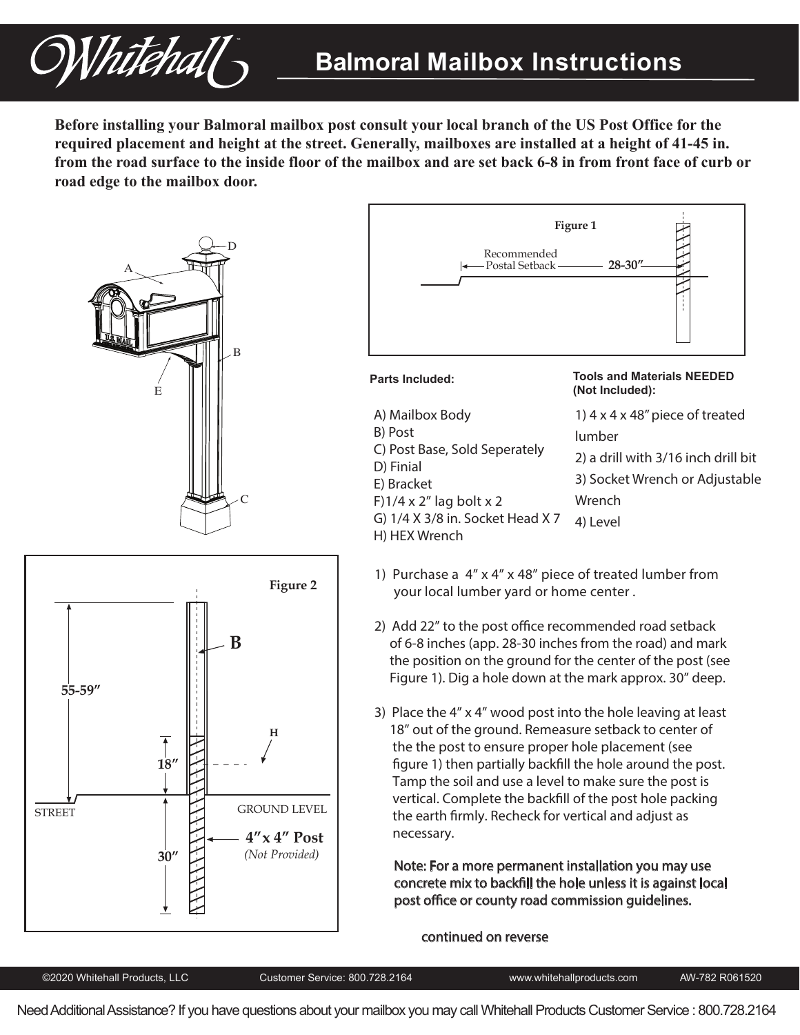# Balmoral Mailbox Instructions

**Before installing your Balmoral mailbox post consult your local branch of the US Post Office for the required placement and height at the street. Generally, mailboxes are installed at a height of 41-45 in. from the road surface to the inside floor of the mailbox and are set back 6-8 in from front face of curb or road edge to the mailbox door.**

**Figure 1**

Recommended Postal Setback 28-30″

**Parts Included:**

A) Mailbox Body
B) Post
C) Post Base, Sold Seperately
D) Finial
E) Bracket
F)1/4 x 2″ lag bolt x 2
G) 1/4 X 3/8 in. Socket Head X 7
H) HEX Wrench

**Tools and Materials NEEDED (Not Included):**

1) 4 x 4 x 48″ piece of treated lumber
2) a drill with 3/16 inch drill bit
3) Socket Wrench or Adjustable Wrench
4) Level

**Figure 2**

55-59″, 18″, 30″, STREET, GROUND LEVEL, **4″ x 4″ Post** *(Not Provided)*

1) Purchase a 4″ x 4″ x 48″ piece of treated lumber from your local lumber yard or home center .

2) Add 22″ to the post office recommended road setback of 6-8 inches (app. 28-30 inches from the road) and mark the position on the ground for the center of the post (see Figure 1). Dig a hole down at the mark approx. 30″ deep.

3) Place the 4″ x 4″ wood post into the hole leaving at least 18″ out of the ground. Remeasure setback to center of the the post to ensure proper hole placement (see figure 1) then partially backfill the hole around the post. Tamp the soil and use a level to make sure the post is vertical. Complete the backfill of the post hole packing the earth firmly. Recheck for vertical and adjust as necessary.

Note: For a more permanent installation you may use concrete mix to backfill the hole unless it is against local post office or county road commission guidelines.

continued on reverse

©2020 Whitehall Products, LLC Customer Service: 800.728.2164 www.whitehallproducts.com AW-782 R061520

Need Additional Assistance? If you have questions about your mailbox you may call Whitehall Products Customer Service : 800.728.2164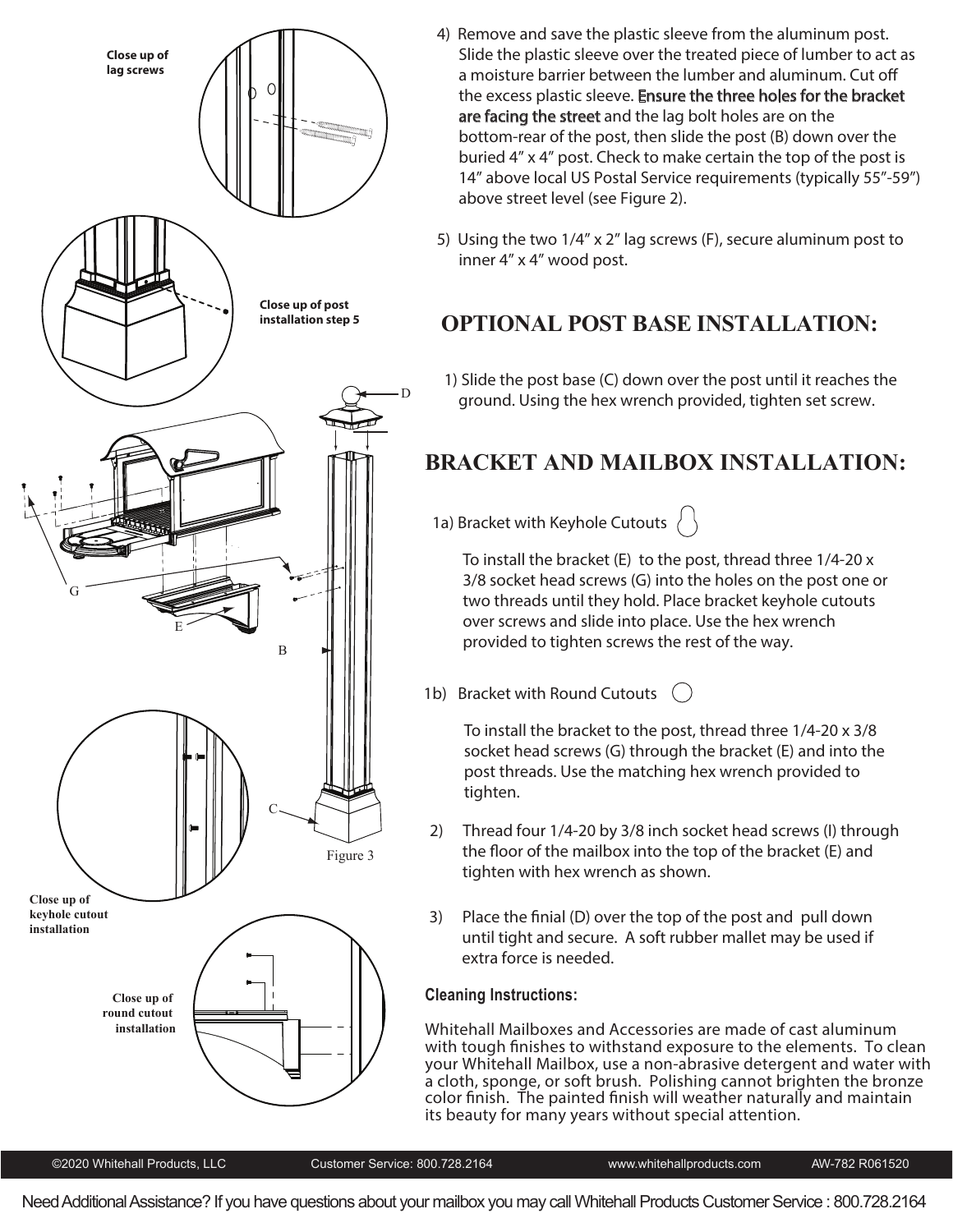Close up of lag screws

Close up of post installation step 5

D

G

E

B

C

Figure 3

Close up of keyhole cutout installation

Close up of round cutout installation

4) Remove and save the plastic sleeve from the aluminum post. Slide the plastic sleeve over the treated piece of lumber to act as a moisture barrier between the lumber and aluminum. Cut off the excess plastic sleeve. Ensure the three holes for the bracket are facing the street and the lag bolt holes are on the bottom-rear of the post, then slide the post (B) down over the buried 4" x 4" post. Check to make certain the top of the post is 14" above local US Postal Service requirements (typically 55"-59") above street level (see Figure 2).

5) Using the two 1/4" x 2" lag screws (F), secure aluminum post to inner 4" x 4" wood post.

# OPTIONAL POST BASE INSTALLATION:

1) Slide the post base (C) down over the post until it reaches the ground. Using the hex wrench provided, tighten set screw.

# BRACKET AND MAILBOX INSTALLATION:

1a) Bracket with Keyhole Cutouts

To install the bracket (E) to the post, thread three 1/4-20 x 3/8 socket head screws (G) into the holes on the post one or two threads until they hold. Place bracket keyhole cutouts over screws and slide into place. Use the hex wrench provided to tighten screws the rest of the way.

1b) Bracket with Round Cutouts

To install the bracket to the post, thread three 1/4-20 x 3/8 socket head screws (G) through the bracket (E) and into the post threads. Use the matching hex wrench provided to tighten.

2) Thread four 1/4-20 by 3/8 inch socket head screws (I) through the floor of the mailbox into the top of the bracket (E) and tighten with hex wrench as shown.

3) Place the finial (D) over the top of the post and pull down until tight and secure. A soft rubber mallet may be used if extra force is needed.

**Cleaning Instructions:**

Whitehall Mailboxes and Accessories are made of cast aluminum with tough finishes to withstand exposure to the elements. To clean your Whitehall Mailbox, use a non-abrasive detergent and water with a cloth, sponge, or soft brush. Polishing cannot brighten the bronze color finish. The painted finish will weather naturally and maintain its beauty for many years without special attention.

©2020 Whitehall Products, LLC Customer Service: 800.728.2164 www.whitehallproducts.com AW-782 R061520

Need Additional Assistance? If you have questions about your mailbox you may call Whitehall Products Customer Service : 800.728.2164